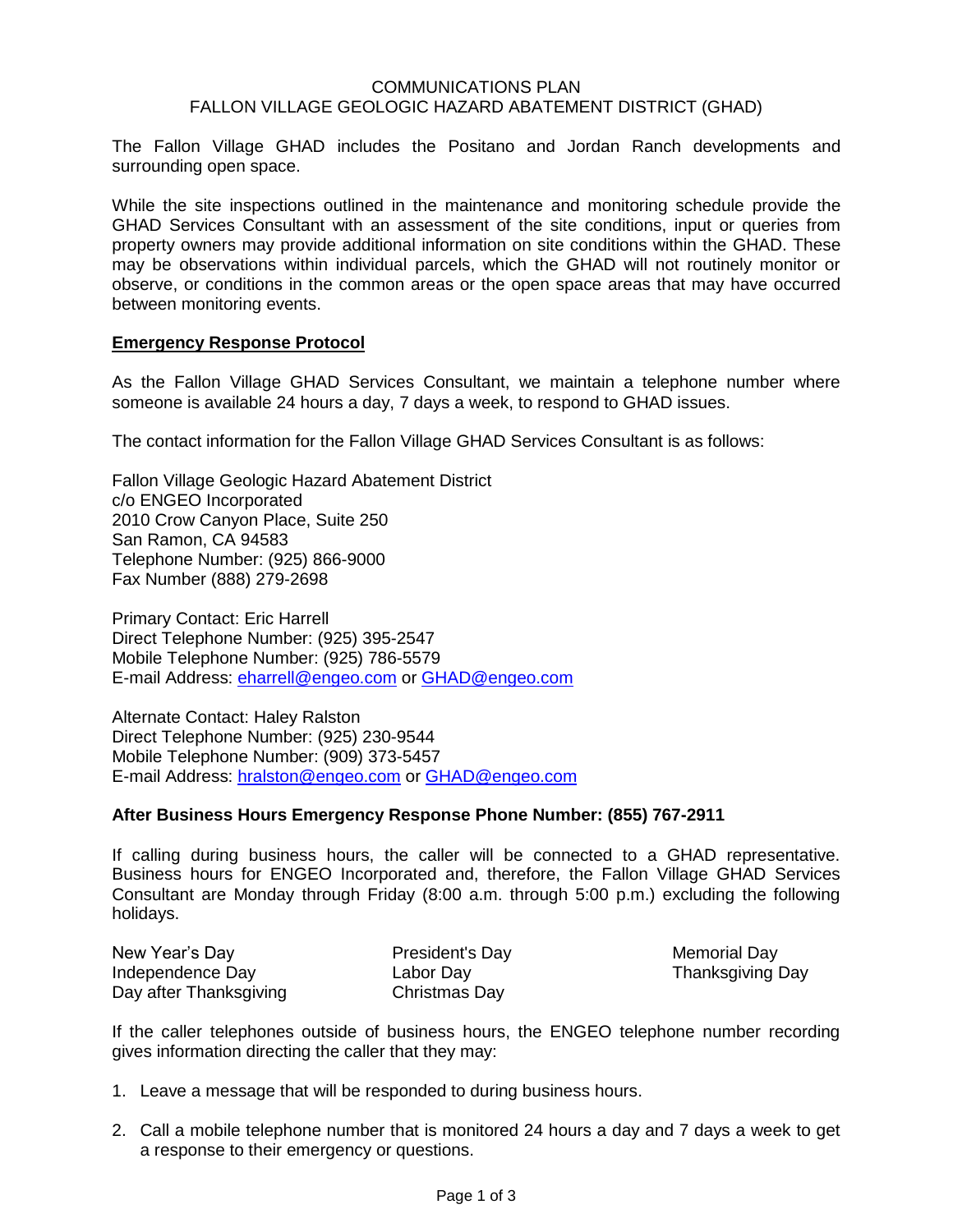# COMMUNICATIONS PLAN
# FALLON VILLAGE GEOLOGIC HAZARD ABATEMENT DISTRICT (GHAD)

The Fallon Village GHAD includes the Positano and Jordan Ranch developments and surrounding open space.

While the site inspections outlined in the maintenance and monitoring schedule provide the GHAD Services Consultant with an assessment of the site conditions, input or queries from property owners may provide additional information on site conditions within the GHAD. These may be observations within individual parcels, which the GHAD will not routinely monitor or observe, or conditions in the common areas or the open space areas that may have occurred between monitoring events.

## Emergency Response Protocol

As the Fallon Village GHAD Services Consultant, we maintain a telephone number where someone is available 24 hours a day, 7 days a week, to respond to GHAD issues.

The contact information for the Fallon Village GHAD Services Consultant is as follows:

Fallon Village Geologic Hazard Abatement District  
c/o ENGEO Incorporated  
2010 Crow Canyon Place, Suite 250  
San Ramon, CA 94583  
Telephone Number: (925) 866-9000  
Fax Number (888) 279-2698

Primary Contact: Eric Harrell  
Direct Telephone Number: (925) 395-2547  
Mobile Telephone Number: (925) 786-5579  
E-mail Address: eharrell@engeo.com or GHAD@engeo.com

Alternate Contact: Haley Ralston  
Direct Telephone Number: (925) 230-9544  
Mobile Telephone Number: (909) 373-5457  
E-mail Address: hralston@engeo.com or GHAD@engeo.com

**After Business Hours Emergency Response Phone Number: (855) 767-2911**

If calling during business hours, the caller will be connected to a GHAD representative. Business hours for ENGEO Incorporated and, therefore, the Fallon Village GHAD Services Consultant are Monday through Friday (8:00 a.m. through 5:00 p.m.) excluding the following holidays.

New Year's Day  
President's Day  
Memorial Day  
Independence Day  
Labor Day  
Thanksgiving Day  
Day after Thanksgiving  
Christmas Day

If the caller telephones outside of business hours, the ENGEO telephone number recording gives information directing the caller that they may:

1. Leave a message that will be responded to during business hours.
2. Call a mobile telephone number that is monitored 24 hours a day and 7 days a week to get a response to their emergency or questions.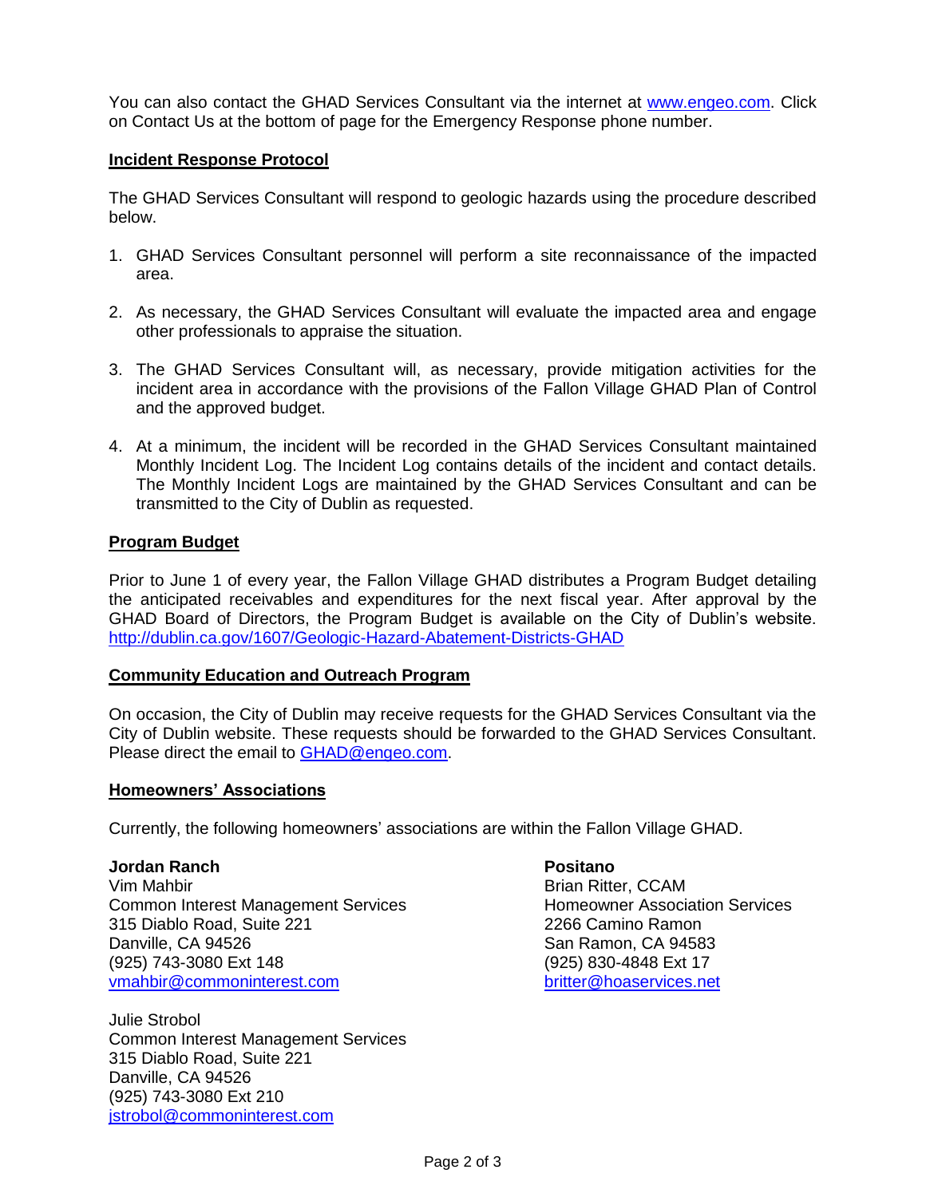You can also contact the GHAD Services Consultant via the internet at www.engeo.com. Click on Contact Us at the bottom of page for the Emergency Response phone number.

## Incident Response Protocol

The GHAD Services Consultant will respond to geologic hazards using the procedure described below.

1. GHAD Services Consultant personnel will perform a site reconnaissance of the impacted area.

2. As necessary, the GHAD Services Consultant will evaluate the impacted area and engage other professionals to appraise the situation.

3. The GHAD Services Consultant will, as necessary, provide mitigation activities for the incident area in accordance with the provisions of the Fallon Village GHAD Plan of Control and the approved budget.

4. At a minimum, the incident will be recorded in the GHAD Services Consultant maintained Monthly Incident Log. The Incident Log contains details of the incident and contact details. The Monthly Incident Logs are maintained by the GHAD Services Consultant and can be transmitted to the City of Dublin as requested.

## Program Budget

Prior to June 1 of every year, the Fallon Village GHAD distributes a Program Budget detailing the anticipated receivables and expenditures for the next fiscal year. After approval by the GHAD Board of Directors, the Program Budget is available on the City of Dublin's website. http://dublin.ca.gov/1607/Geologic-Hazard-Abatement-Districts-GHAD

## Community Education and Outreach Program

On occasion, the City of Dublin may receive requests for the GHAD Services Consultant via the City of Dublin website. These requests should be forwarded to the GHAD Services Consultant. Please direct the email to GHAD@engeo.com.

## Homeowners' Associations

Currently, the following homeowners' associations are within the Fallon Village GHAD.

**Jordan Ranch**
Vim Mahbir
Common Interest Management Services
315 Diablo Road, Suite 221
Danville, CA 94526
(925) 743-3080 Ext 148
vmahbir@commoninterest.com

Julie Strobol
Common Interest Management Services
315 Diablo Road, Suite 221
Danville, CA 94526
(925) 743-3080 Ext 210
jstrobol@commoninterest.com

**Positano**
Brian Ritter, CCAM
Homeowner Association Services
2266 Camino Ramon
San Ramon, CA 94583
(925) 830-4848 Ext 17
britter@hoaservices.net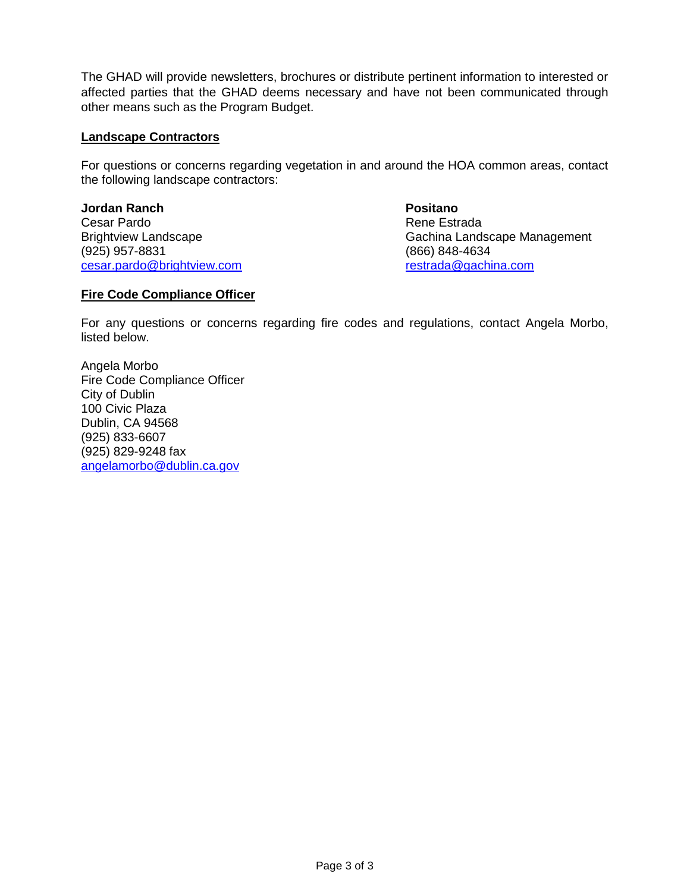The GHAD will provide newsletters, brochures or distribute pertinent information to interested or affected parties that the GHAD deems necessary and have not been communicated through other means such as the Program Budget.

**Landscape Contractors**

For questions or concerns regarding vegetation in and around the HOA common areas, contact the following landscape contractors:

**Jordan Ranch**
Cesar Pardo
Brightview Landscape
(925) 957-8831
cesar.pardo@brightview.com

**Positano**
Rene Estrada
Gachina Landscape Management
(866) 848-4634
restrada@gachina.com

**Fire Code Compliance Officer**

For any questions or concerns regarding fire codes and regulations, contact Angela Morbo, listed below.

Angela Morbo
Fire Code Compliance Officer
City of Dublin
100 Civic Plaza
Dublin, CA 94568
(925) 833-6607
(925) 829-9248 fax
angelamorbo@dublin.ca.gov